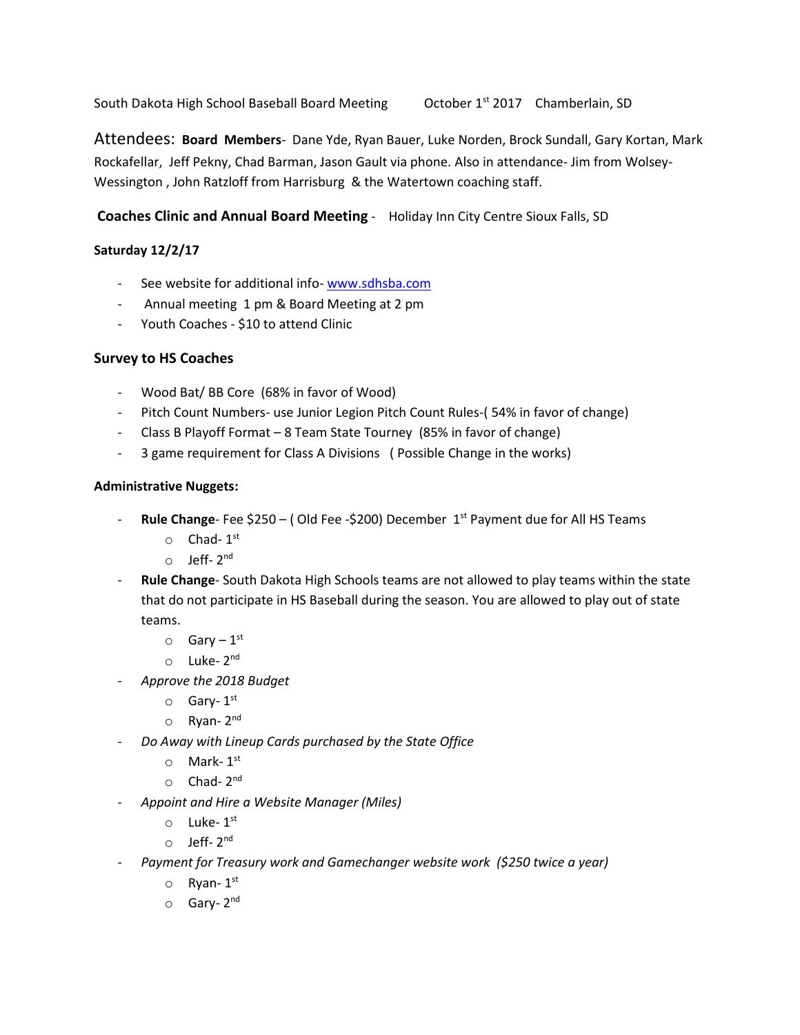South Dakota High School Baseball Board Meeting October 1st 2017 Chamberlain, SD

Attendees: **Board Members**- Dane Yde, Ryan Bauer, Luke Norden, Brock Sundall, Gary Kortan, Mark Rockafellar, Jeff Pekny, Chad Barman, Jason Gault via phone. Also in attendance- Jim from Wolsey-Wessington , John Ratzloff from Harrisburg & the Watertown coaching staff.

**Coaches Clinic and Annual Board Meeting** - Holiday Inn City Centre Sioux Falls, SD

**Saturday 12/2/17**

- See website for additional info- www.sdhsba.com
- Annual meeting 1 pm & Board Meeting at 2 pm
- Youth Coaches - $10 to attend Clinic

### Survey to HS Coaches

- Wood Bat/ BB Core (68% in favor of Wood)
- Pitch Count Numbers- use Junior Legion Pitch Count Rules-( 54% in favor of change)
- Class B Playoff Format – 8 Team State Tourney (85% in favor of change)
- 3 game requirement for Class A Divisions ( Possible Change in the works)

**Administrative Nuggets:**

- **Rule Change**- Fee $250 – ( Old Fee -$200) December 1st Payment due for All HS Teams
  - Chad- 1st
  - Jeff- 2nd
- **Rule Change**- South Dakota High Schools teams are not allowed to play teams within the state that do not participate in HS Baseball during the season. You are allowed to play out of state teams.
  - Gary – 1st
  - Luke- 2nd
- *Approve the 2018 Budget*
  - Gary- 1st
  - Ryan- 2nd
- *Do Away with Lineup Cards purchased by the State Office*
  - Mark- 1st
  - Chad- 2nd
- *Appoint and Hire a Website Manager (Miles)*
  - Luke- 1st
  - Jeff- 2nd
- *Payment for Treasury work and Gamechanger website work ($250 twice a year)*
  - Ryan- 1st
  - Gary- 2nd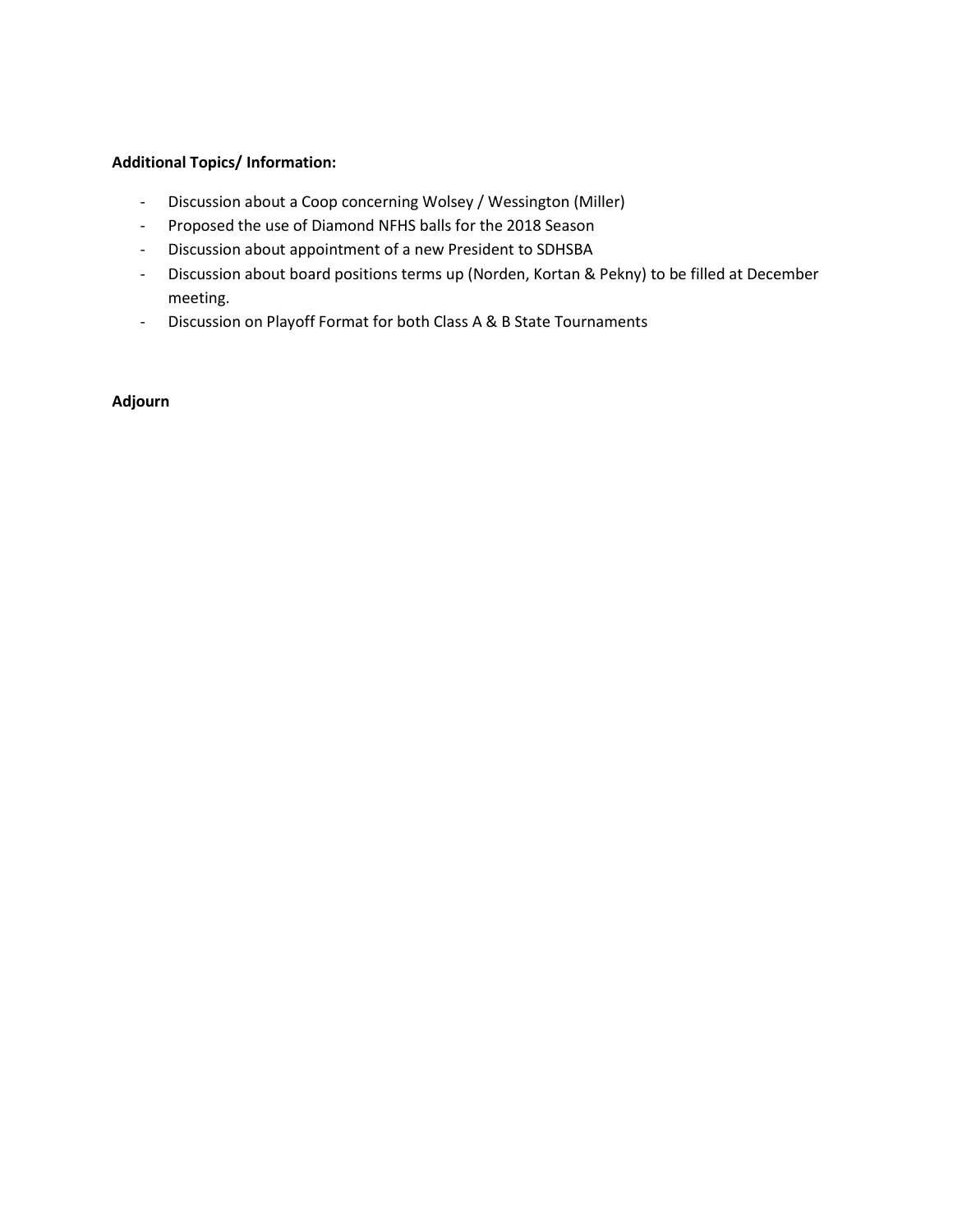**Additional Topics/ Information:**

- Discussion about a Coop concerning Wolsey / Wessington (Miller)
- Proposed the use of Diamond NFHS balls for the 2018 Season
- Discussion about appointment of a new President to SDHSBA
- Discussion about board positions terms up (Norden, Kortan & Pekny) to be filled at December meeting.
- Discussion on Playoff Format for both Class A & B State Tournaments

**Adjourn**